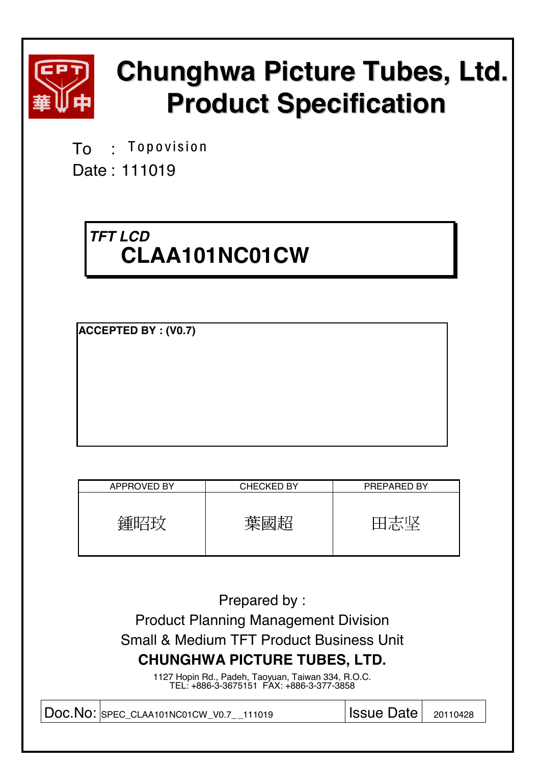# Chunghwa Picture Tubes, Ltd.
# Product Specification

To : Topovision

Date : 111019

***TFT LCD***

**CLAA101NC01CW**

**ACCEPTED BY : (V0.7)**

| APPROVED BY | CHECKED BY | PREPARED BY |
|---|---|---|
| 鍾昭玟 | 葉國超 | 田志堅 |

Prepared by :

Product Planning Management Division

Small & Medium TFT Product Business Unit

**CHUNGHWA PICTURE TUBES, LTD.**

1127 Hopin Rd., Padeh, Taoyuan, Taiwan 334, R.O.C.
TEL: +886-3-3675151 FAX: +886-3-377-3858

| Doc.No: | SPEC_CLAA101NC01CW_V0.7__111019 | Issue Date | 20110428 |
|---|---|---|---|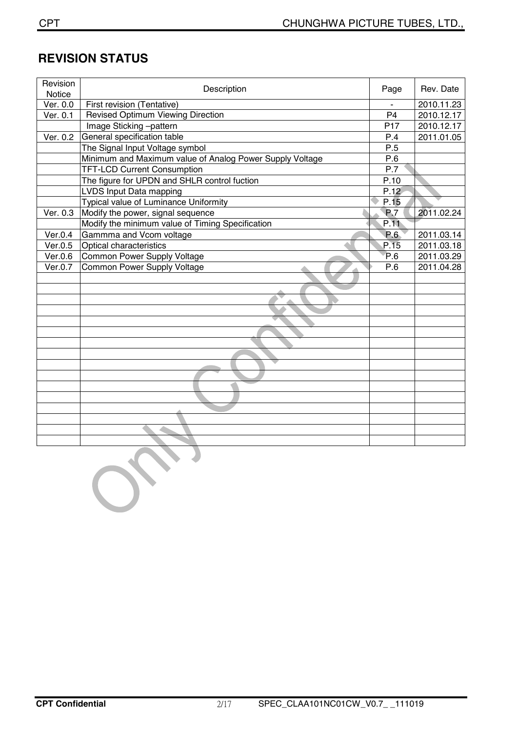# REVISION STATUS

| Revision Notice | Description | Page | Rev. Date |
|---|---|---|---|
| Ver. 0.0 | First revision (Tentative) | - | 2010.11.23 |
| Ver. 0.1 | Revised Optimum Viewing Direction | P4 | 2010.12.17 |
| | Image Sticking –pattern | P17 | 2010.12.17 |
| Ver. 0.2 | General specification table | P.4 | 2011.01.05 |
| | The Signal Input Voltage symbol | P.5 | |
| | Minimum and Maximum value of Analog Power Supply Voltage | P.6 | |
| | TFT-LCD Current Consumption | P.7 | |
| | The figure for UPDN and SHLR control fuction | P.10 | |
| | LVDS Input Data mapping | P.12 | |
| | Typical value of Luminance Uniformity | P.15 | |
| Ver. 0.3 | Modify the power, signal sequence | P.7 | 2011.02.24 |
| | Modify the minimum value of Timing Specification | P.11 | |
| Ver.0.4 | Gammma and Vcom voltage | P.6 | 2011.03.14 |
| Ver.0.5 | Optical characteristics | P.15 | 2011.03.18 |
| Ver.0.6 | Common Power Supply Voltage | P.6 | 2011.03.29 |
| Ver.0.7 | Common Power Supply Voltage | P.6 | 2011.04.28 |
| | | | |
| | | | |
| | | | |
| | | | |
| | | | |
| | | | |
| | | | |
| | | | |
| | | | |
| | | | |
| | | | |
| | | | |
| | | | |
| | | | |
| | | | |
| | | | |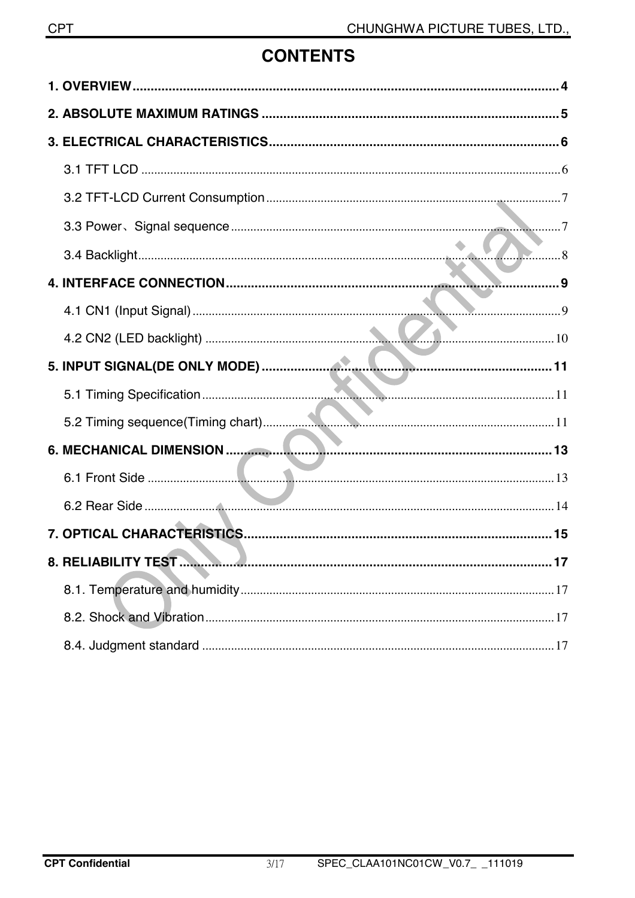# CONTENTS

**1. OVERVIEW** ..................................................................................................................... **4**

**2. ABSOLUTE MAXIMUM RATINGS** .................................................................................. **5**

**3. ELECTRICAL CHARACTERISTICS**................................................................................ **6**

3.1 TFT LCD ................................................................................................................................. 6

3.2 TFT-LCD Current Consumption ............................................................................................ 7

3.3 Power、Signal sequence ......................................................................................................... 7

3.4 Backlight.................................................................................................................................. 8

**4. INTERFACE CONNECTION**........................................................................................... **9**

4.1 CN1 (Input Signal) .................................................................................................................. 9

4.2 CN2 (LED backlight) ............................................................................................................ 10

**5. INPUT SIGNAL(DE ONLY MODE)** ................................................................................ **11**

5.1 Timing Specification ............................................................................................................. 11

5.2 Timing sequence(Timing chart)............................................................................................ 11

**6. MECHANICAL DIMENSION** ......................................................................................... **13**

6.1 Front Side .............................................................................................................................. 13

6.2 Rear Side ............................................................................................................................... 14

**7. OPTICAL CHARACTERISTICS**..................................................................................... **15**

**8. RELIABILITY TEST** ...................................................................................................... **17**

8.1. Temperature and humidity.................................................................................................... 17

8.2. Shock and Vibration............................................................................................................. 17

8.4. Judgment standard ................................................................................................................ 17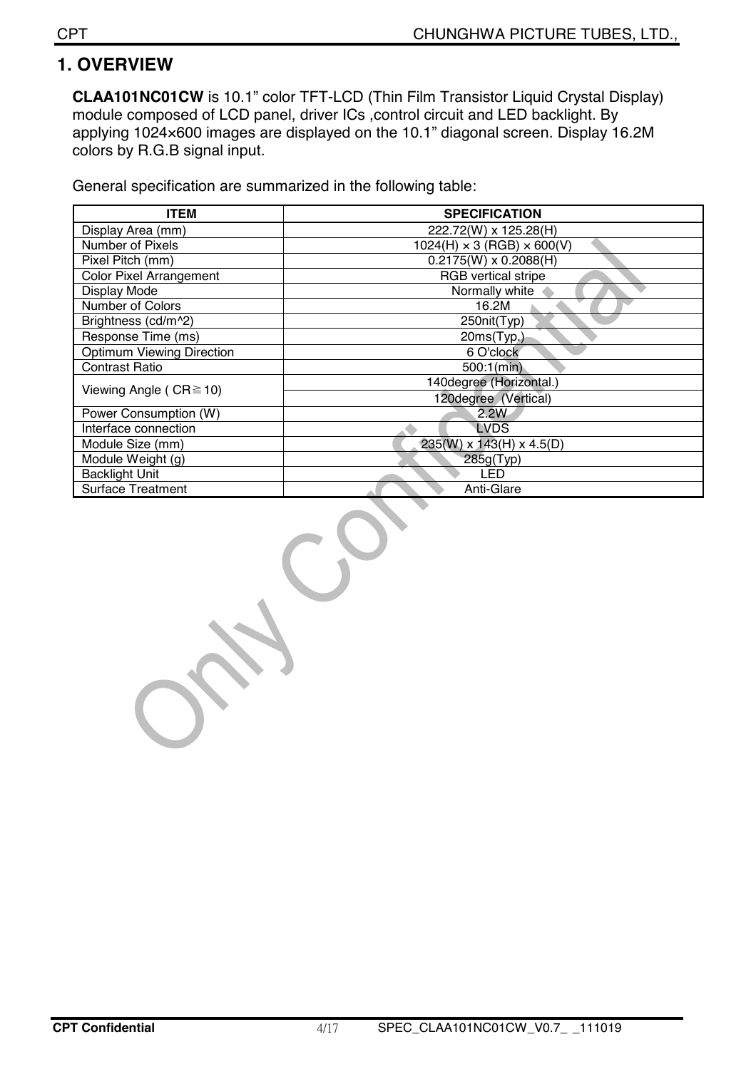# 1. OVERVIEW

**CLAA101NC01CW** is 10.1" color TFT-LCD (Thin Film Transistor Liquid Crystal Display) module composed of LCD panel, driver ICs ,control circuit and LED backlight. By applying 1024×600 images are displayed on the 10.1" diagonal screen. Display 16.2M colors by R.G.B signal input.

General specification are summarized in the following table:

| ITEM | SPECIFICATION |
|---|---|
| Display Area (mm) | 222.72(W) x 125.28(H) |
| Number of Pixels | 1024(H) × 3 (RGB) × 600(V) |
| Pixel Pitch (mm) | 0.2175(W) x 0.2088(H) |
| Color Pixel Arrangement | RGB vertical stripe |
| Display Mode | Normally white |
| Number of Colors | 16.2M |
| Brightness (cd/m^2) | 250nit(Typ) |
| Response Time (ms) | 20ms(Typ.) |
| Optimum Viewing Direction | 6 O'clock |
| Contrast Ratio | 500:1(min) |
| Viewing Angle ( CR≧10) | 140degree (Horizontal.) |
| | 120degree (Vertical) |
| Power Consumption (W) | 2.2W |
| Interface connection | LVDS |
| Module Size (mm) | 235(W) x 143(H) x 4.5(D) |
| Module Weight (g) | 285g(Typ) |
| Backlight Unit | LED |
| Surface Treatment | Anti-Glare |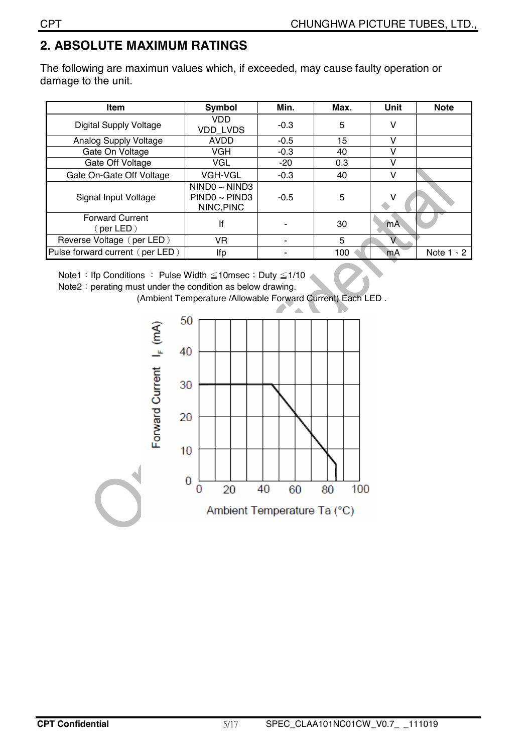## 2. ABSOLUTE MAXIMUM RATINGS

The following are maximun values which, if exceeded, may cause faulty operation or damage to the unit.

| Item | Symbol | Min. | Max. | Unit | Note |
|---|---|---|---|---|---|
| Digital Supply Voltage | VDD VDD_LVDS | -0.3 | 5 | V | |
| Analog Supply Voltage | AVDD | -0.5 | 15 | V | |
| Gate On Voltage | VGH | -0.3 | 40 | V | |
| Gate Off Voltage | VGL | -20 | 0.3 | V | |
| Gate On-Gate Off Voltage | VGH-VGL | -0.3 | 40 | V | |
| Signal Input Voltage | NIND0 ~ NIND3 PIND0 ~ PIND3 NINC,PINC | -0.5 | 5 | V | |
| Forward Current （per LED） | If | - | 30 | mA | |
| Reverse Voltage（per LED） | VR | - | 5 | V | |
| Pulse forward current（per LED） | Ifp | - | 100 | mA | Note 1、2 |

Note1：Ifp Conditions ： Pulse Width ≦10msec；Duty ≦1/10

Note2：perating must under the condition as below drawing.

(Ambient Temperature /Allowable Forward Current) Each LED .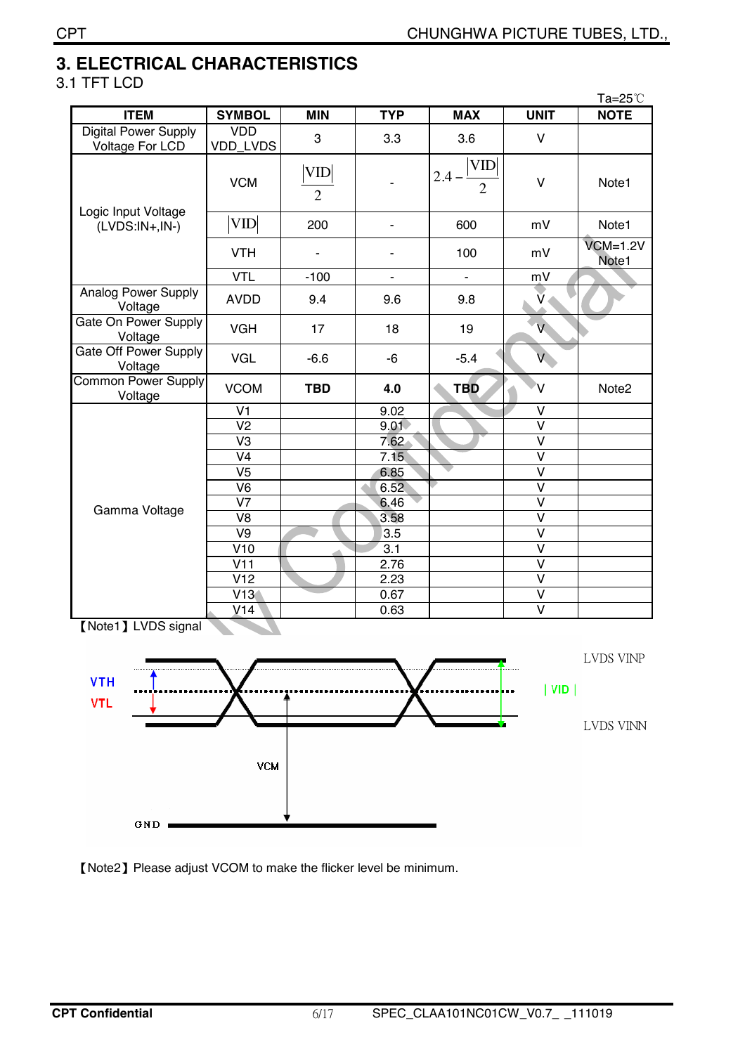# 3. ELECTRICAL CHARACTERISTICS

## 3.1 TFT LCD

Ta=25℃

| ITEM | SYMBOL | MIN | TYP | MAX | UNIT | NOTE |
|---|---|---|---|---|---|---|
| Digital Power Supply Voltage For LCD | VDD VDD_LVDS | 3 | 3.3 | 3.6 | V | |
| Logic Input Voltage (LVDS:IN+,IN-) | VCM | $\frac{\lvert VID \rvert}{2}$ | - | $2.4-\frac{\lvert VID \rvert}{2}$ | V | Note1 |
| | $\lvert VID \rvert$ | 200 | - | 600 | mV | Note1 |
| | VTH | - | - | 100 | mV | VCM=1.2V Note1 |
| | VTL | -100 | - | - | mV | |
| Analog Power Supply Voltage | AVDD | 9.4 | 9.6 | 9.8 | V | |
| Gate On Power Supply Voltage | VGH | 17 | 18 | 19 | V | |
| Gate Off Power Supply Voltage | VGL | -6.6 | -6 | -5.4 | V | |
| Common Power Supply Voltage | VCOM | **TBD** | **4.0** | **TBD** | V | Note2 |
| Gamma Voltage | V1 | | 9.02 | | V | |
| | V2 | | 9.01 | | V | |
| | V3 | | 7.62 | | V | |
| | V4 | | 7.15 | | V | |
| | V5 | | 6.85 | | V | |
| | V6 | | 6.52 | | V | |
| | V7 | | 6.46 | | V | |
| | V8 | | 3.58 | | V | |
| | V9 | | 3.5 | | V | |
| | V10 | | 3.1 | | V | |
| | V11 | | 2.76 | | V | |
| | V12 | | 2.23 | | V | |
| | V13 | | 0.67 | | V | |
| | V14 | | 0.63 | | V | |

【Note1】LVDS signal

VTH, VTL, | VID |, LVDS VINP, LVDS VINN, VCM, GND

【Note2】Please adjust VCOM to make the flicker level be minimum.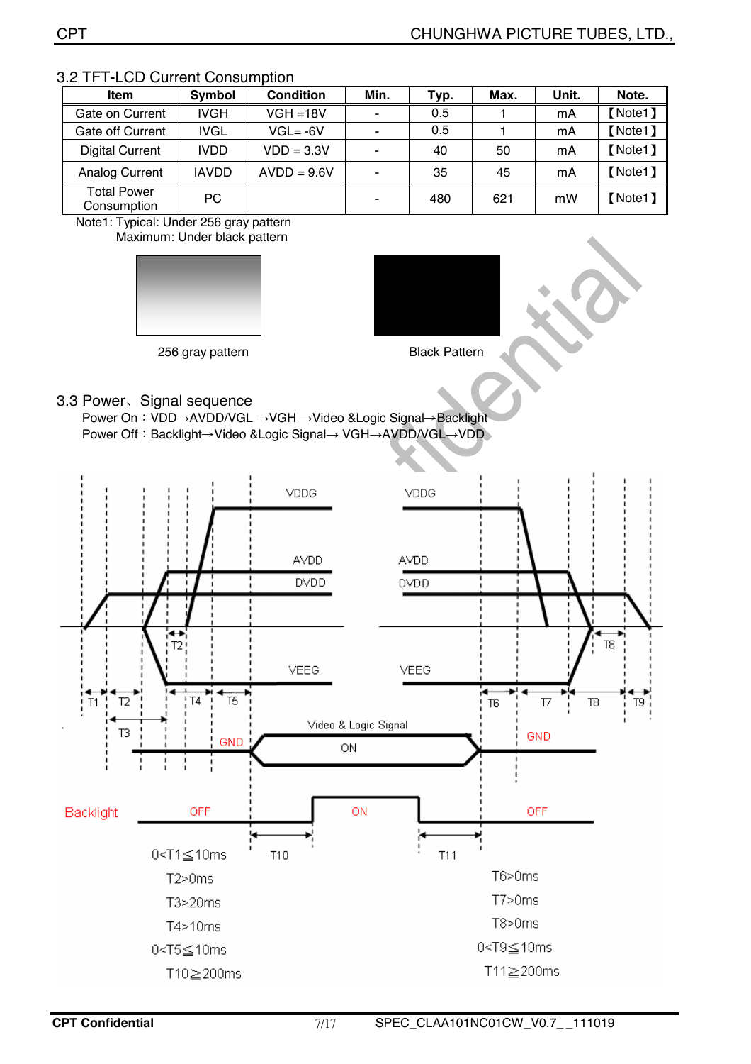## 3.2 TFT-LCD Current Consumption

| Item | Symbol | Condition | Min. | Typ. | Max. | Unit. | Note. |
|---|---|---|---|---|---|---|---|
| Gate on Current | IVGH | VGH =18V | - | 0.5 | 1 | mA | 【Note1】 |
| Gate off Current | IVGL | VGL= -6V | - | 0.5 | 1 | mA | 【Note1】 |
| Digital Current | IVDD | VDD = 3.3V | - | 40 | 50 | mA | 【Note1】 |
| Analog Current | IAVDD | AVDD = 9.6V | - | 35 | 45 | mA | 【Note1】 |
| Total Power Consumption | PC | | - | 480 | 621 | mW | 【Note1】 |

Note1: Typical: Under 256 gray pattern
Maximum: Under black pattern

256 gray pattern                Black Pattern

## 3.3 Power、Signal sequence

Power On：VDD→AVDD/VGL →VGH →Video &Logic Signal→Backlight
Power Off：Backlight→Video &Logic Signal→ VGH→AVDD/VGL→VDD

VDDG, AVDD, DVDD, VEEG, Video & Logic Signal (ON / GND), Backlight (OFF / ON / OFF)

| Power On | Power Off |
|---|---|
| 0<T1≦10ms | T6>0ms |
| T2>0ms | T7>0ms |
| T3>20ms | T8>0ms |
| T4>10ms | 0<T9≦10ms |
| 0<T5≦10ms | T11≧200ms |
| T10≧200ms | |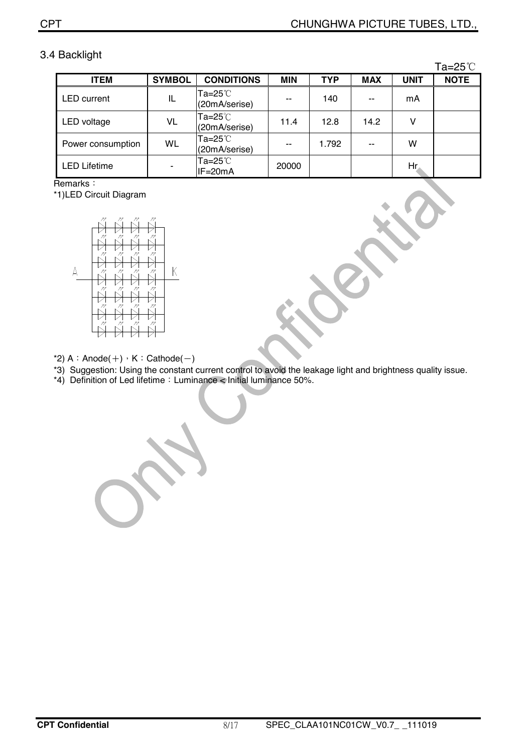## 3.4 Backlight

Ta=25℃

| ITEM | SYMBOL | CONDITIONS | MIN | TYP | MAX | UNIT | NOTE |
|---|---|---|---|---|---|---|---|
| LED current | IL | Ta=25℃ (20mA/serise) | -- | 140 | -- | mA | |
| LED voltage | VL | Ta=25℃ (20mA/serise) | 11.4 | 12.8 | 14.2 | V | |
| Power consumption | WL | Ta=25℃ (20mA/serise) | -- | 1.792 | -- | W | |
| LED Lifetime | - | Ta=25℃ IF=20mA | 20000 | | | Hr | |

Remarks：

*1)LED Circuit Diagram

*2) A：Anode(＋)，K：Cathode(－)

*3) Suggestion: Using the constant current control to avoid the leakage light and brightness quality issue.

*4) Definition of Led lifetime：Luminance < Initial luminance 50%.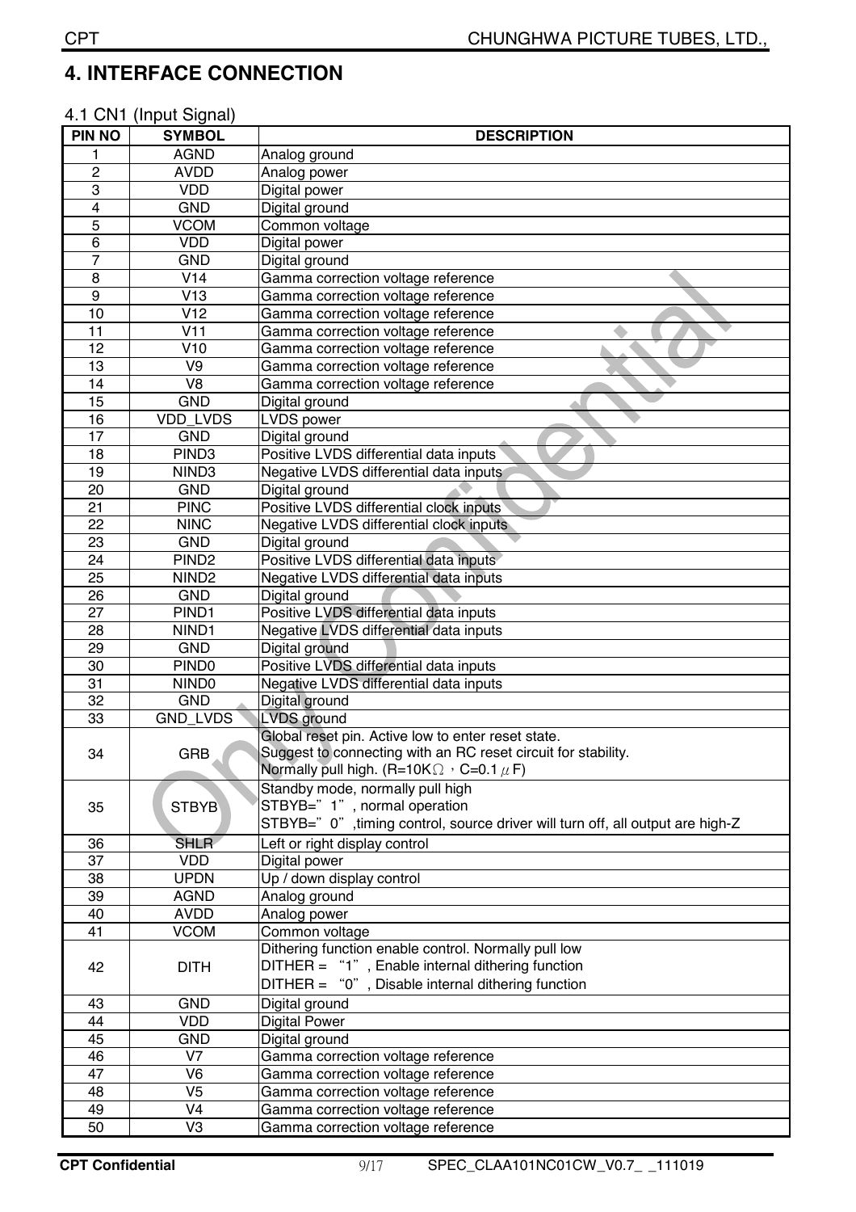# 4. INTERFACE CONNECTION

4.1 CN1 (Input Signal)

| PIN NO | SYMBOL | DESCRIPTION |
|---|---|---|
| 1 | AGND | Analog ground |
| 2 | AVDD | Analog power |
| 3 | VDD | Digital power |
| 4 | GND | Digital ground |
| 5 | VCOM | Common voltage |
| 6 | VDD | Digital power |
| 7 | GND | Digital ground |
| 8 | V14 | Gamma correction voltage reference |
| 9 | V13 | Gamma correction voltage reference |
| 10 | V12 | Gamma correction voltage reference |
| 11 | V11 | Gamma correction voltage reference |
| 12 | V10 | Gamma correction voltage reference |
| 13 | V9 | Gamma correction voltage reference |
| 14 | V8 | Gamma correction voltage reference |
| 15 | GND | Digital ground |
| 16 | VDD_LVDS | LVDS power |
| 17 | GND | Digital ground |
| 18 | PIND3 | Positive LVDS differential data inputs |
| 19 | NIND3 | Negative LVDS differential data inputs |
| 20 | GND | Digital ground |
| 21 | PINC | Positive LVDS differential clock inputs |
| 22 | NINC | Negative LVDS differential clock inputs |
| 23 | GND | Digital ground |
| 24 | PIND2 | Positive LVDS differential data inputs |
| 25 | NIND2 | Negative LVDS differential data inputs |
| 26 | GND | Digital ground |
| 27 | PIND1 | Positive LVDS differential data inputs |
| 28 | NIND1 | Negative LVDS differential data inputs |
| 29 | GND | Digital ground |
| 30 | PIND0 | Positive LVDS differential data inputs |
| 31 | NIND0 | Negative LVDS differential data inputs |
| 32 | GND | Digital ground |
| 33 | GND_LVDS | LVDS ground |
| 34 | GRB | Global reset pin. Active low to enter reset state.<br>Suggest to connecting with an RC reset circuit for stability.<br>Normally pull high. (R=10KΩ，C=0.1μF) |
| 35 | STBYB | Standby mode, normally pull high<br>STBYB="1", normal operation<br>STBYB="0" ,timing control, source driver will turn off, all output are high-Z |
| 36 | SHLR | Left or right display control |
| 37 | VDD | Digital power |
| 38 | UPDN | Up / down display control |
| 39 | AGND | Analog ground |
| 40 | AVDD | Analog power |
| 41 | VCOM | Common voltage |
| 42 | DITH | Dithering function enable control. Normally pull low<br>DITHER = "1", Enable internal dithering function<br>DITHER = "0", Disable internal dithering function |
| 43 | GND | Digital ground |
| 44 | VDD | Digital Power |
| 45 | GND | Digital ground |
| 46 | V7 | Gamma correction voltage reference |
| 47 | V6 | Gamma correction voltage reference |
| 48 | V5 | Gamma correction voltage reference |
| 49 | V4 | Gamma correction voltage reference |
| 50 | V3 | Gamma correction voltage reference |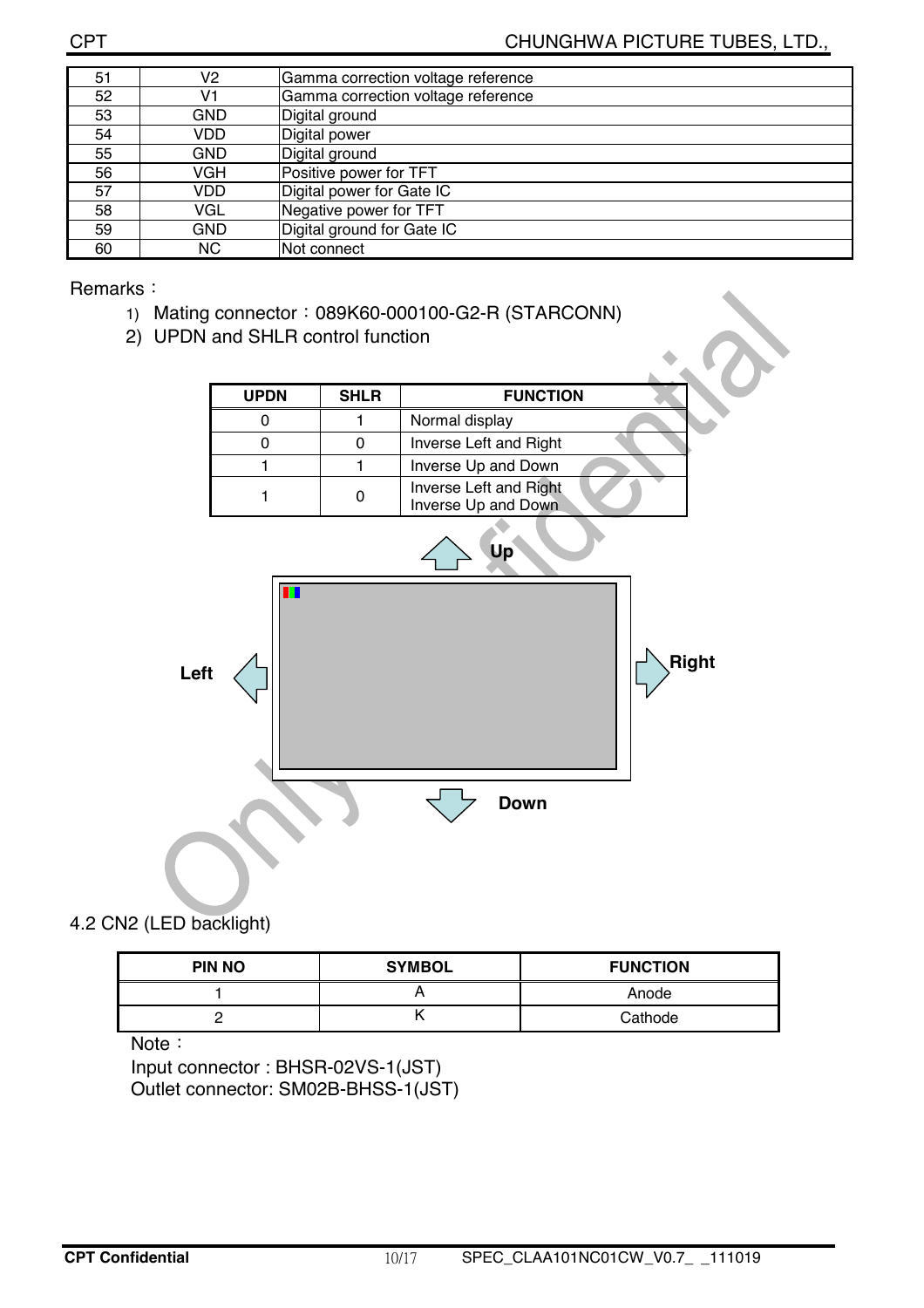| 51 | V2 | Gamma correction voltage reference |
|---|---|---|
| 52 | V1 | Gamma correction voltage reference |
| 53 | GND | Digital ground |
| 54 | VDD | Digital power |
| 55 | GND | Digital ground |
| 56 | VGH | Positive power for TFT |
| 57 | VDD | Digital power for Gate IC |
| 58 | VGL | Negative power for TFT |
| 59 | GND | Digital ground for Gate IC |
| 60 | NC | Not connect |

Remarks：

1) Mating connector：089K60-000100-G2-R (STARCONN)
2) UPDN and SHLR control function

| UPDN | SHLR | FUNCTION |
|---|---|---|
| 0 | 1 | Normal display |
| 0 | 0 | Inverse Left and Right |
| 1 | 1 | Inverse Up and Down |
| 1 | 0 | Inverse Left and Right<br>Inverse Up and Down |

Up

Left

Right

Down

4.2 CN2 (LED backlight)

| PIN NO | SYMBOL | FUNCTION |
|---|---|---|
| 1 | A | Anode |
| 2 | K | Cathode |

Note：

Input connector : BHSR-02VS-1(JST)

Outlet connector: SM02B-BHSS-1(JST)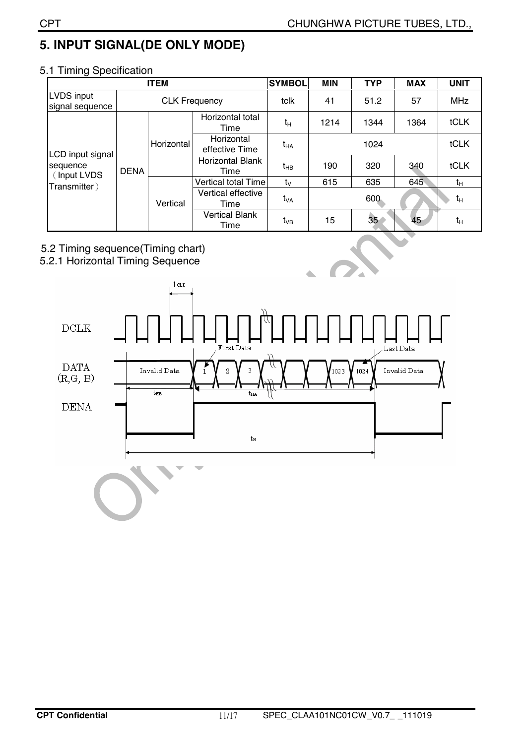# 5. INPUT SIGNAL(DE ONLY MODE)

## 5.1 Timing Specification

| ITEM | | | | SYMBOL | MIN | TYP | MAX | UNIT |
|---|---|---|---|---|---|---|---|---|
| LVDS input signal sequence | CLK Frequency | | | tclk | 41 | 51.2 | 57 | MHz |
| LCD input signal sequence (Input LVDS Transmitter) | DENA | Horizontal | Horizontal total Time | $t_H$ | 1214 | 1344 | 1364 | tCLK |
| | | | Horizontal effective Time | $t_{HA}$ | | 1024 | | tCLK |
| | | | Horizontal Blank Time | $t_{HB}$ | 190 | 320 | 340 | tCLK |
| | | Vertical | Vertical total Time | $t_V$ | 615 | 635 | 645 | $t_H$ |
| | | | Vertical effective Time | $t_{VA}$ | | 600 | | $t_H$ |
| | | | Vertical Blank Time | $t_{VB}$ | 15 | 35 | 45 | $t_H$ |

## 5.2 Timing sequence(Timing chart)

### 5.2.1 Horizontal Timing Sequence

DCLK, DATA (R,G, B), DENA — $t_{CLK}$, First Data, Last Data, Invalid Data, 1, 2, 3, 1023, 1024, $t_{HB}$, $t_{HA}$, $t_H$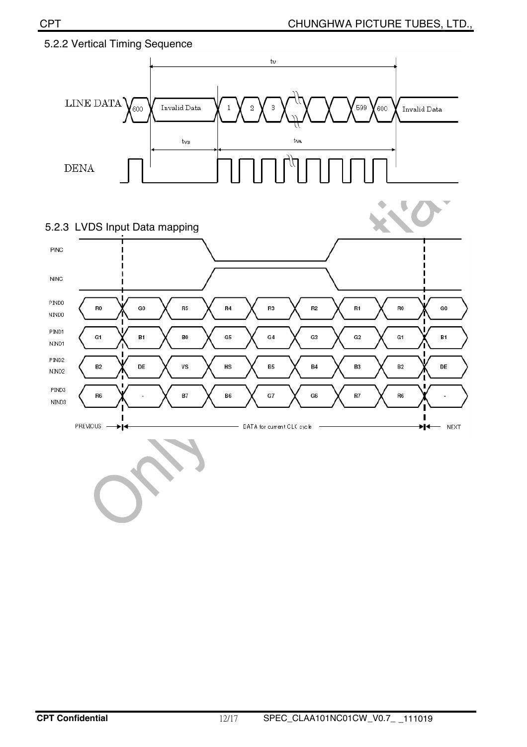### 5.2.2 Vertical Timing Sequence

LINE DATA: 600 | Invalid Data | 1 | 2 | 3 | ... | 599 | 600 | Invalid Data

tv, tvB, tvA

DENA

### 5.2.3 LVDS Input Data mapping

| Signal | PREVIOUS | DATA for current CLK cycle | | | | | | | NEXT |
|---|---|---|---|---|---|---|---|---|---|
| PIND0 / NIND0 | R0 | G0 | R5 | R4 | R3 | R2 | R1 | R0 | G0 |
| PIND1 / NIND1 | G1 | B1 | B0 | G5 | G4 | G3 | G2 | G1 | B1 |
| PIND2 / NIND2 | B2 | DE | VS | HS | B5 | B4 | B3 | B2 | DE |
| PIND3 / NIND3 | R6 | - | B7 | B6 | G7 | G6 | R7 | R6 | - |

PINC, NINC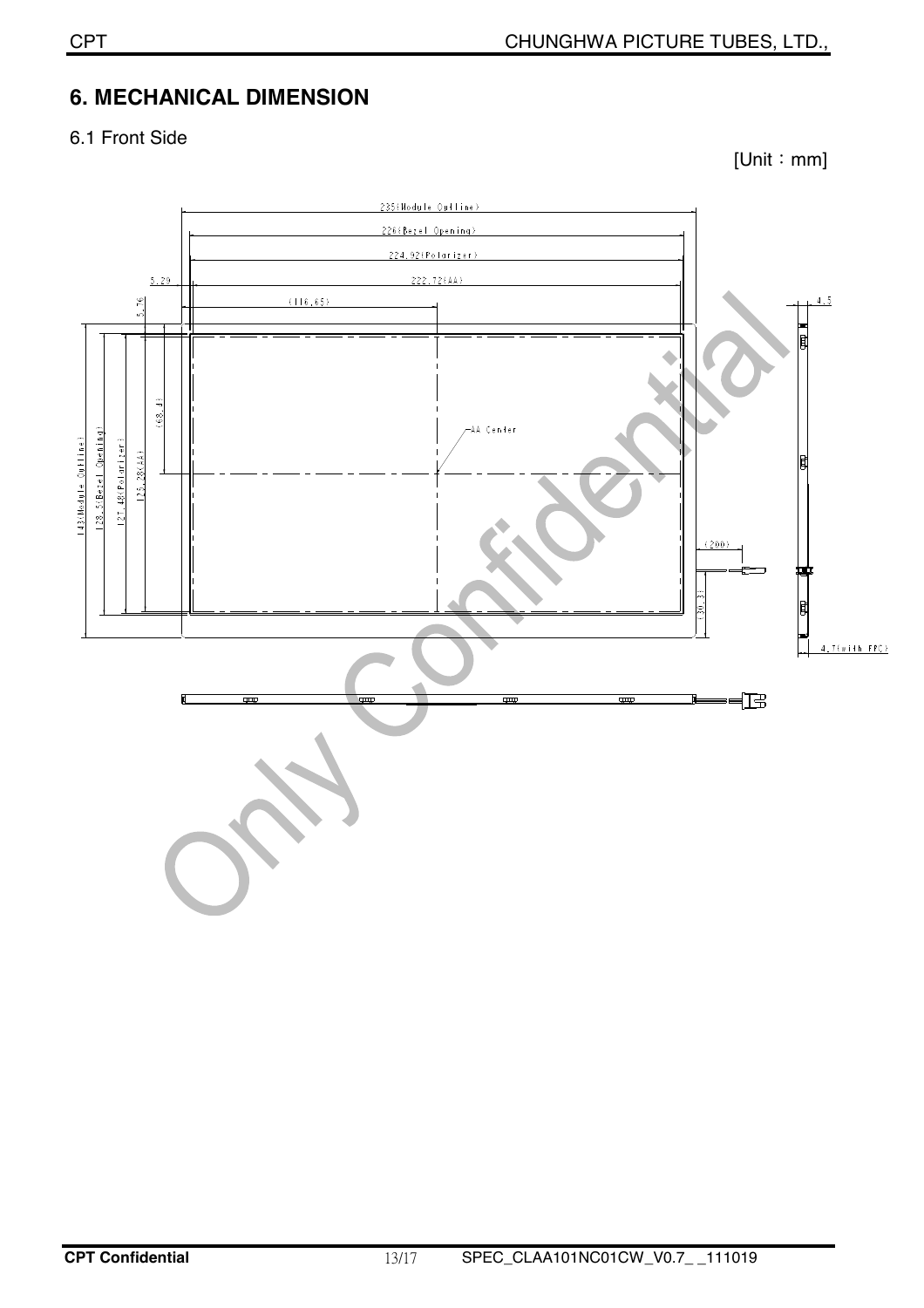## 6. MECHANICAL DIMENSION

6.1 Front Side

[Unit：mm]

235(Module Outline)

226(Bezel Opening)

224.92(Polarizer)

222.72(AA)

5.29

5.76

(116.65)

4.5

(68.4)

AA Center

143(Module Outline)

128.5(Bezel Opening)

127.48(Polarizer)

125.28(AA)

(200)

(30.3)

4.7(with FPC)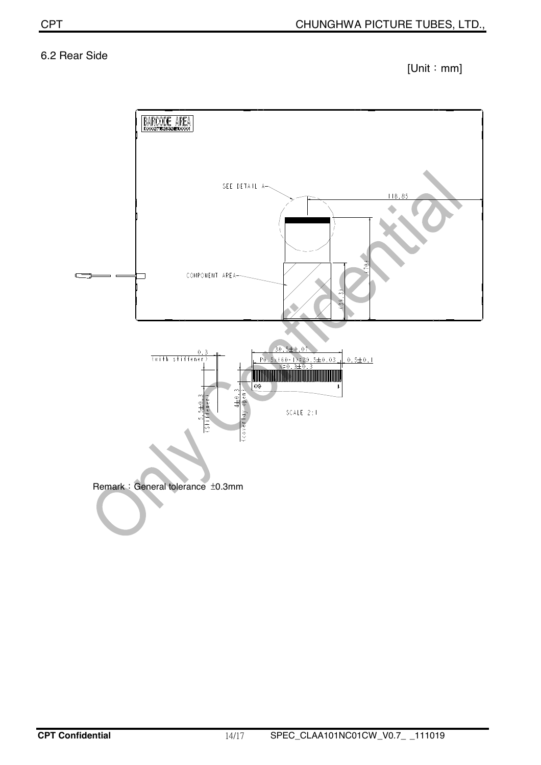## 6.2 Rear Side

[Unit：mm]

BARCODE AREA

SEE DETAIL A

118.85

COMPONENT AREA

70.1

(34.3)

0.3 (with stiffener)

30.5±0.07

P0.5x(60-1)=29.5±0.03

W=0.3±0.3

0.5±0.1

5.5±0.3 (stiffener)

4±0.3 (coverlay open)

SCALE 2:1

Remark：General tolerance ±0.3mm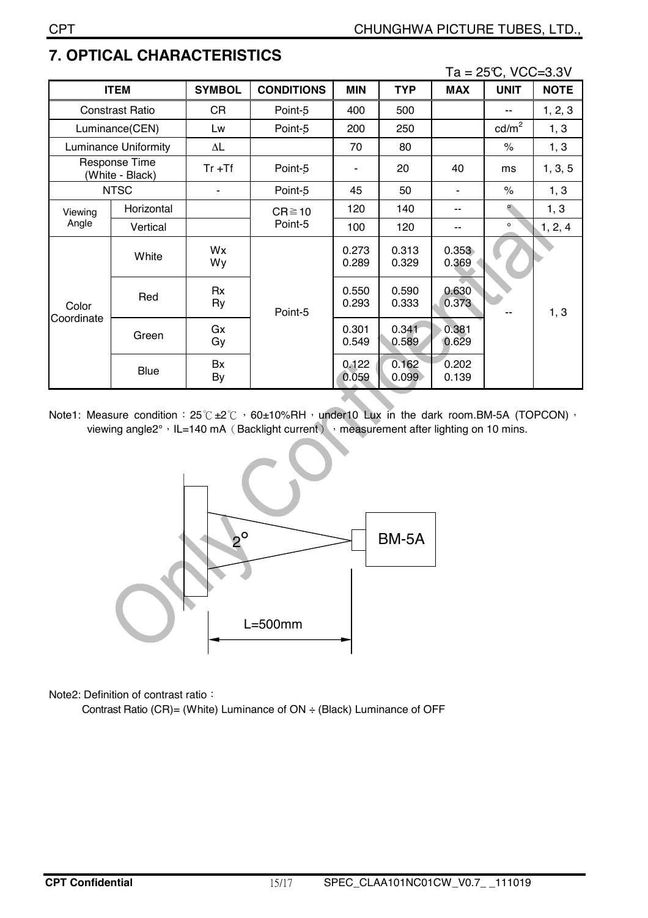## 7. OPTICAL CHARACTERISTICS

Ta = 25℃, VCC=3.3V

| ITEM | | SYMBOL | CONDITIONS | MIN | TYP | MAX | UNIT | NOTE |
|---|---|---|---|---|---|---|---|---|
| Constrast Ratio | | CR | Point-5 | 400 | 500 | | -- | 1, 2, 3 |
| Luminance(CEN) | | Lw | Point-5 | 200 | 250 | | cd/m² | 1, 3 |
| Luminance Uniformity | | ΔL | | 70 | 80 | | % | 1, 3 |
| Response Time (White - Black) | | Tr +Tf | Point-5 | - | 20 | 40 | ms | 1, 3, 5 |
| NTSC | | - | Point-5 | 45 | 50 | - | % | 1, 3 |
| Viewing Angle | Horizontal | | CR≧10 Point-5 | 120 | 140 | -- | ° | 1, 3 |
| | Vertical | | | 100 | 120 | -- | ° | 1, 2, 4 |
| Color Coordinate | White | Wx<br>Wy | Point-5 | 0.273<br>0.289 | 0.313<br>0.329 | 0.353<br>0.369 | -- | 1, 3 |
| | Red | Rx<br>Ry | | 0.550<br>0.293 | 0.590<br>0.333 | 0.630<br>0.373 | | |
| | Green | Gx<br>Gy | | 0.301<br>0.549 | 0.341<br>0.589 | 0.381<br>0.629 | | |
| | Blue | Bx<br>By | | 0.122<br>0.059 | 0.162<br>0.099 | 0.202<br>0.139 | | |

Note1: Measure condition：25℃±2℃，60±10%RH，under10 Lux in the dark room.BM-5A (TOPCON)，viewing angle2°，IL=140 mA（Backlight current），measurement after lighting on 10 mins.

2°

BM-5A

L=500mm

Note2: Definition of contrast ratio：

Contrast Ratio (CR)= (White) Luminance of ON ÷ (Black) Luminance of OFF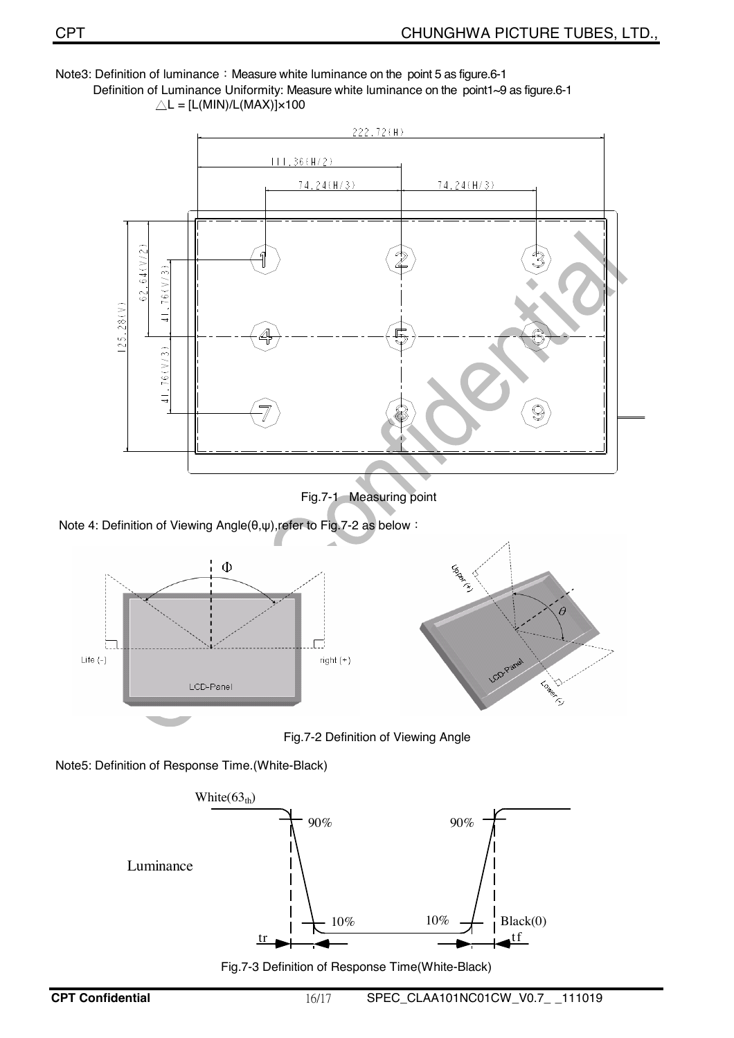Note3: Definition of luminance：Measure white luminance on the point 5 as figure.6-1

Definition of Luminance Uniformity: Measure white luminance on the point1~9 as figure.6-1

$\triangle L = [L(MIN)/L(MAX)] \times 100$

Fig.7-1 Measuring point

Note 4: Definition of Viewing Angle(θ,ψ),refer to Fig.7-2 as below：

Fig.7-2 Definition of Viewing Angle

Note5: Definition of Response Time.(White-Black)

Fig.7-3 Definition of Response Time(White-Black)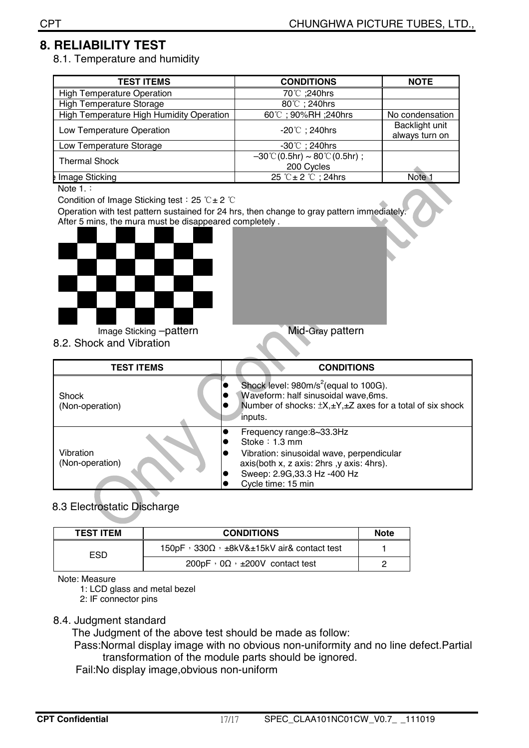# 8. RELIABILITY TEST

8.1. Temperature and humidity

| TEST ITEMS | CONDITIONS | NOTE |
|---|---|---|
| High Temperature Operation | 70℃ ;240hrs | |
| High Temperature Storage | 80℃ ; 240hrs | |
| High Temperature High Humidity Operation | 60℃ ; 90%RH ;240hrs | No condensation |
| Low Temperature Operation | -20℃ ; 240hrs | Backlight unit always turn on |
| Low Temperature Storage | -30℃ ; 240hrs | |
| Thermal Shock | –30℃(0.5hr) ~ 80℃(0.5hr) ; 200 Cycles | |
| Image Sticking | 25 ℃± 2 ℃ ; 24hrs | Note 1 |

Note 1.：

Condition of Image Sticking test：25 ℃± 2 ℃

Operation with test pattern sustained for 24 hrs, then change to gray pattern immediately.
After 5 mins, the mura must be disappeared completely .

Image Sticking –pattern

Mid-Gray pattern

8.2. Shock and Vibration

| TEST ITEMS | CONDITIONS |
|---|---|
| Shock (Non-operation) | • Shock level: 980m/s$^2$(equal to 100G). • Waveform: half sinusoidal wave,6ms. • Number of shocks: ±X,±Y,±Z axes for a total of six shock inputs. |
| Vibration (Non-operation) | • Frequency range:8~33.3Hz • Stoke：1.3 mm • Vibration: sinusoidal wave, perpendicular axis(both x, z axis: 2hrs ,y axis: 4hrs). • Sweep: 2.9G,33.3 Hz -400 Hz • Cycle time: 15 min |

8.3 Electrostatic Discharge

| TEST ITEM | CONDITIONS | Note |
|---|---|---|
| ESD | 150pF，330Ω，±8kV&±15kV air& contact test | 1 |
| | 200pF，0Ω，±200V contact test | 2 |

Note: Measure

1: LCD glass and metal bezel

2: IF connector pins

8.4. Judgment standard

The Judgment of the above test should be made as follow:

Pass:Normal display image with no obvious non-uniformity and no line defect.Partial transformation of the module parts should be ignored.

Fail:No display image,obvious non-uniform